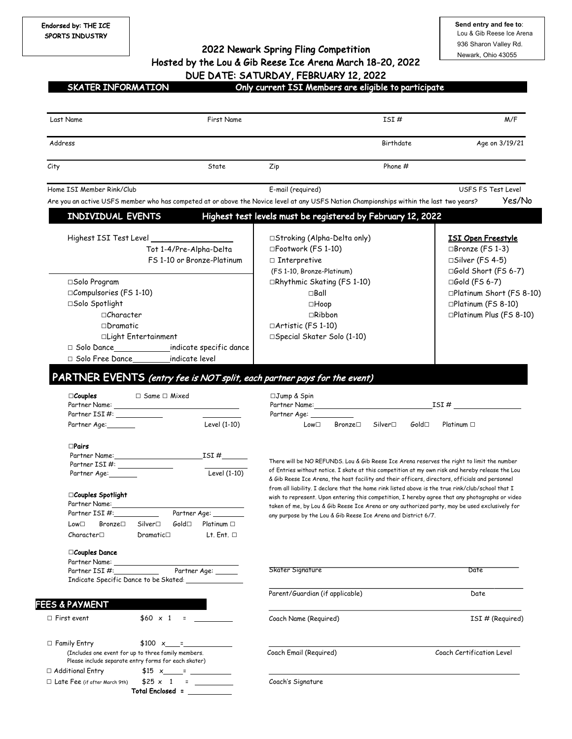**Endorsed by: THE ICE SPORTS INDUSTRY**

**Send entry and fee to**:
Lou & Gib Reese Ice Arena
936 Sharon Valley Rd.
Newark, Ohio 43055

# 2022 Newark Spring Fling Competition

## Hosted by the Lou & Gib Reese Ice Arena March 18-20, 2022

## DUE DATE: SATURDAY, FEBRUARY 12, 2022

## SKATER INFORMATION — Only current ISI Members are eligible to participate

| Last Name | First Name | ISI # | M/F |
|---|---|---|---|
| Address | | Birthdate | Age on 3/19/21 |
| City | State | Zip | Phone # |
| Home ISI Member Rink/Club | | E-mail (required) | USFS FS Test Level |

Are you an active USFS member who has competed at or above the Novice level at any USFS Nation Championships within the last two years? Yes/No

## INDIVIDUAL EVENTS — Highest test levels must be registered by February 12, 2022

Highest ISI Test Level ________________
Tot 1-4/Pre-Alpha-Delta
FS 1-10 or Bronze-Platinum

- □Solo Program
- □Compulsories (FS 1-10)
- □Solo Spotlight
  - □Character
  - □Dramatic
  - □Light Entertainment
- □ Solo Dance____________indicate specific dance
- □ Solo Free Dance________indicate level

- □Stroking (Alpha-Delta only)
- □Footwork (FS 1-10)
- □ Interpretive (FS 1-10, Bronze-Platinum)
- □Rhythmic Skating (FS 1-10)
  - □Ball
  - □Hoop
  - □Ribbon
- □Artistic (FS 1-10)
- □Special Skater Solo (1-10)

**ISI Open Freestyle**

- □Bronze (FS 1-3)
- □Silver (FS 4-5)
- □Gold Short (FS 6-7)
- □Gold (FS 6-7)
- □Platinum Short (FS 8-10)
- □Platinum (FS 8-10)
- □Platinum Plus (FS 8-10)

## PARTNER EVENTS *(entry fee is NOT split, each partner pays for the event)*

**□Couples** □ Same □ Mixed
Partner Name: ______________________
Partner ISI #: ____________
Partner Age: _______ Level (1-10)

**□Pairs**
Partner Name: ______________ ISI # ______
Partner ISI #: ______________
Partner Age: _______ Level (1-10)

**□Couples Spotlight**
Partner Name: ______________________
Partner ISI #: ____________ Partner Age: ________
Low□ Bronze□ Silver□ Gold□ Platinum □
Character□ Dramatic□ Lt. Ent. □

**□Couples Dance**
Partner Name: ______________________
Partner ISI #: ____________ Partner Age: ______
Indicate Specific Dance to be Skated: ______________

□Jump & Spin
Partner Name: ______________________ ISI # ______________
Partner Age: ___________
Low□ Bronze□ Silver□ Gold□ Platinum □

There will be NO REFUNDS. Lou & Gib Reese Ice Arena reserves the right to limit the number of Entries without notice. I skate at this competition at my own risk and hereby release the Lou & Gib Reese Ice Arena, the host facility and their officers, directors, officials and personnel from all liability. I declare that the home rink listed above is the true rink/club/school that I wish to represent. Upon entering this competition, I hereby agree that any photographs or video taken of me, by Lou & Gib Reese Ice Arena or any authorized party, may be used exclusively for any purpose by the Lou & Gib Reese Ice Arena and District 6/7.

| | |
|---|---|
| Skater Signature | Date |
| Parent/Guardian (if applicable) | Date |
| Coach Name (Required) | ISI # (Required) |
| Coach Email (Required) | Coach Certification Level |
| Coach's Signature | |

## FEES & PAYMENT

- □ First event $60 x 1 = __________
- □ Family Entry $100 x____=____________
  (Includes one event for up to three family members. Please include separate entry forms for each skater)
- □ Additional Entry $15 x_____= __________
- □ Late Fee (if after March 9th) $25 x 1 = __________

**Total Enclosed =** __________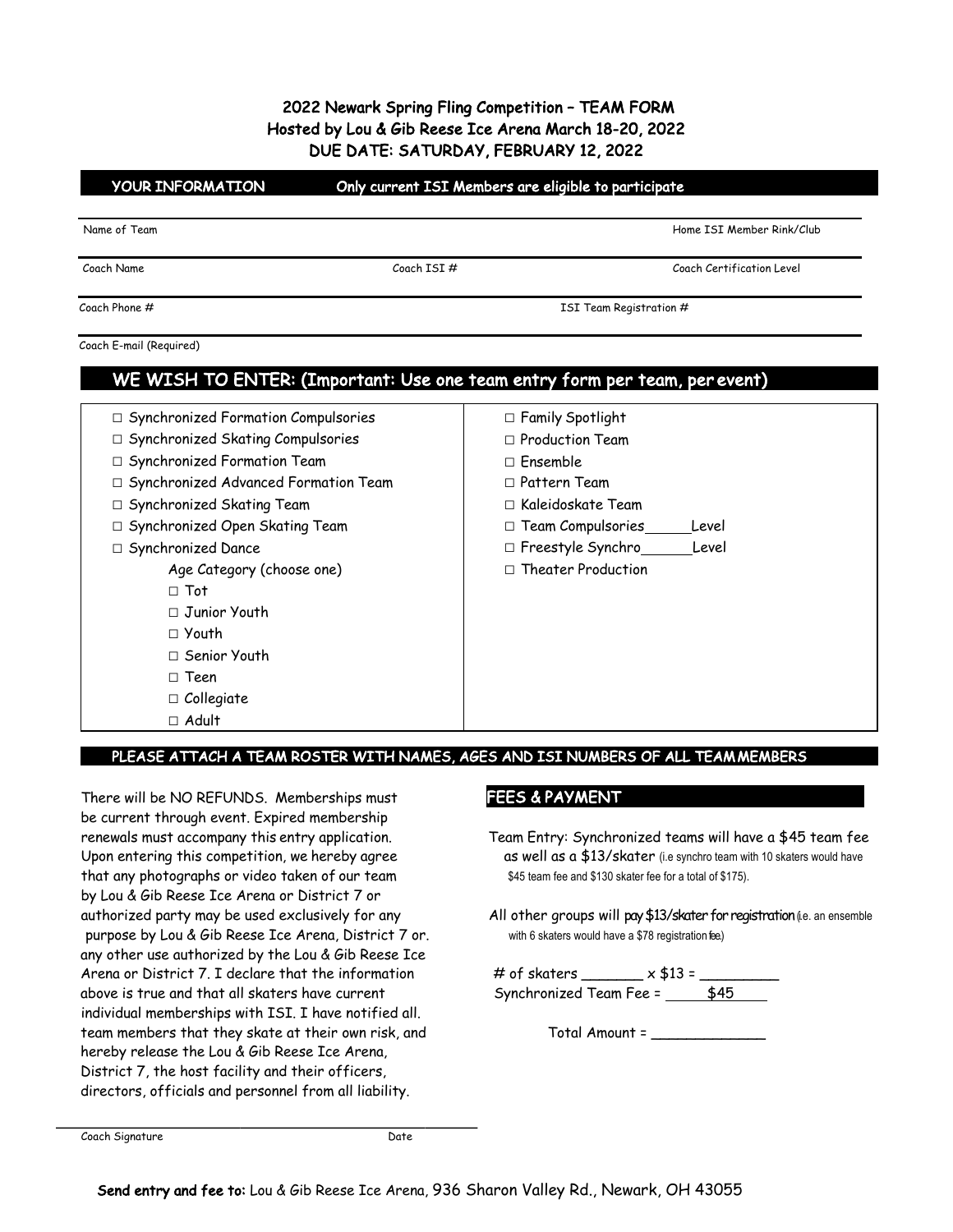## 2022 Newark Spring Fling Competition – TEAM FORM
## Hosted by Lou & Gib Reese Ice Arena March 18-20, 2022
## DUE DATE: SATURDAY, FEBRUARY 12, 2022

**YOUR INFORMATION** — **Only current ISI Members are eligible to participate**

Name of Team ______________________ Home ISI Member Rink/Club ______________________

Coach Name ______________________ Coach ISI # ______________________ Coach Certification Level ______________________

Coach Phone # ______________________ ISI Team Registration # ______________________

Coach E-mail (Required) ______________________

## WE WISH TO ENTER: (Important: Use one team entry form per team, per event)

- □ Synchronized Formation Compulsories
- □ Synchronized Skating Compulsories
- □ Synchronized Formation Team
- □ Synchronized Advanced Formation Team
- □ Synchronized Skating Team
- □ Synchronized Open Skating Team
- □ Synchronized Dance
  - Age Category (choose one)
    - □ Tot
    - □ Junior Youth
    - □ Youth
    - □ Senior Youth
    - □ Teen
    - □ Collegiate
    - □ Adult
- □ Family Spotlight
- □ Production Team
- □ Ensemble
- □ Pattern Team
- □ Kaleidoskate Team
- □ Team Compulsories\_\_\_\_\_\_Level
- □ Freestyle Synchro\_\_\_\_\_\_Level
- □ Theater Production

**PLEASE ATTACH A TEAM ROSTER WITH NAMES, AGES AND ISI NUMBERS OF ALL TEAM MEMBERS**

There will be NO REFUNDS. Memberships must be current through event. Expired membership renewals must accompany this entry application. Upon entering this competition, we hereby agree that any photographs or video taken of our team by Lou & Gib Reese Ice Arena or District 7 or authorized party may be used exclusively for any purpose by Lou & Gib Reese Ice Arena, District 7 or. any other use authorized by the Lou & Gib Reese Ice Arena or District 7. I declare that the information above is true and that all skaters have current individual memberships with ISI. I have notified all. team members that they skate at their own risk, and hereby release the Lou & Gib Reese Ice Arena, District 7, the host facility and their officers, directors, officials and personnel from all liability.

______________________________________________
Coach Signature                    Date

## FEES & PAYMENT

Team Entry: Synchronized teams will have a $45 team fee as well as a $13/skater (i.e synchro team with 10 skaters would have $45 team fee and $130 skater fee for a total of $175).

All other groups will pay $13/skater for registration (i.e. an ensemble with 6 skaters would have a $78 registration fee.)

\# of skaters \_\_\_\_\_\_\_ x $13 = \_\_\_\_\_\_\_\_\_

Synchronized Team Fee = $45

Total Amount = \_\_\_\_\_\_\_\_\_\_\_\_\_

**Send entry and fee to:** Lou & Gib Reese Ice Arena, 936 Sharon Valley Rd., Newark, OH 43055